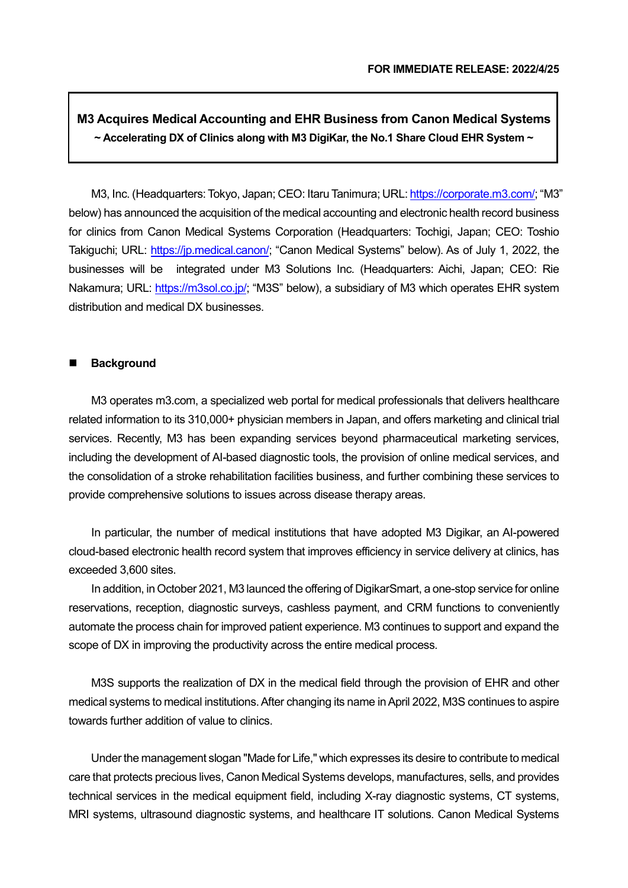**FOR IMMEDIATE RELEASE: 2022/4/25**

# M3 Acquires Medical Accounting and EHR Business from Canon Medical Systems

**~ Accelerating DX of Clinics along with M3 DigiKar, the No.1 Share Cloud EHR System ~**

M3, Inc. (Headquarters: Tokyo, Japan; CEO: Itaru Tanimura; URL: https://corporate.m3.com/; "M3" below) has announced the acquisition of the medical accounting and electronic health record business for clinics from Canon Medical Systems Corporation (Headquarters: Tochigi, Japan; CEO: Toshio Takiguchi; URL: https://jp.medical.canon/; "Canon Medical Systems" below). As of July 1, 2022, the businesses will be integrated under M3 Solutions Inc. (Headquarters: Aichi, Japan; CEO: Rie Nakamura; URL: https://m3sol.co.jp/; "M3S" below), a subsidiary of M3 which operates EHR system distribution and medical DX businesses.

## ■ Background

M3 operates m3.com, a specialized web portal for medical professionals that delivers healthcare related information to its 310,000+ physician members in Japan, and offers marketing and clinical trial services. Recently, M3 has been expanding services beyond pharmaceutical marketing services, including the development of AI-based diagnostic tools, the provision of online medical services, and the consolidation of a stroke rehabilitation facilities business, and further combining these services to provide comprehensive solutions to issues across disease therapy areas.

In particular, the number of medical institutions that have adopted M3 Digikar, an AI-powered cloud-based electronic health record system that improves efficiency in service delivery at clinics, has exceeded 3,600 sites.

In addition, in October 2021, M3 launced the offering of DigikarSmart, a one-stop service for online reservations, reception, diagnostic surveys, cashless payment, and CRM functions to conveniently automate the process chain for improved patient experience. M3 continues to support and expand the scope of DX in improving the productivity across the entire medical process.

M3S supports the realization of DX in the medical field through the provision of EHR and other medical systems to medical institutions. After changing its name in April 2022, M3S continues to aspire towards further addition of value to clinics.

Under the management slogan "Made for Life," which expresses its desire to contribute to medical care that protects precious lives, Canon Medical Systems develops, manufactures, sells, and provides technical services in the medical equipment field, including X-ray diagnostic systems, CT systems, MRI systems, ultrasound diagnostic systems, and healthcare IT solutions. Canon Medical Systems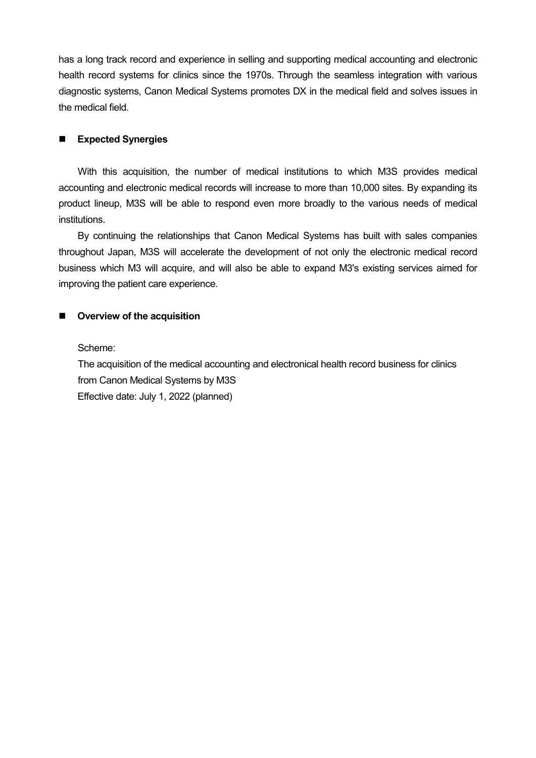has a long track record and experience in selling and supporting medical accounting and electronic health record systems for clinics since the 1970s. Through the seamless integration with various diagnostic systems, Canon Medical Systems promotes DX in the medical field and solves issues in the medical field.

## ■ Expected Synergies

With this acquisition, the number of medical institutions to which M3S provides medical accounting and electronic medical records will increase to more than 10,000 sites. By expanding its product lineup, M3S will be able to respond even more broadly to the various needs of medical institutions.

By continuing the relationships that Canon Medical Systems has built with sales companies throughout Japan, M3S will accelerate the development of not only the electronic medical record business which M3 will acquire, and will also be able to expand M3's existing services aimed for improving the patient care experience.

## ■ Overview of the acquisition

Scheme:
The acquisition of the medical accounting and electronical health record business for clinics from Canon Medical Systems by M3S
Effective date: July 1, 2022 (planned)